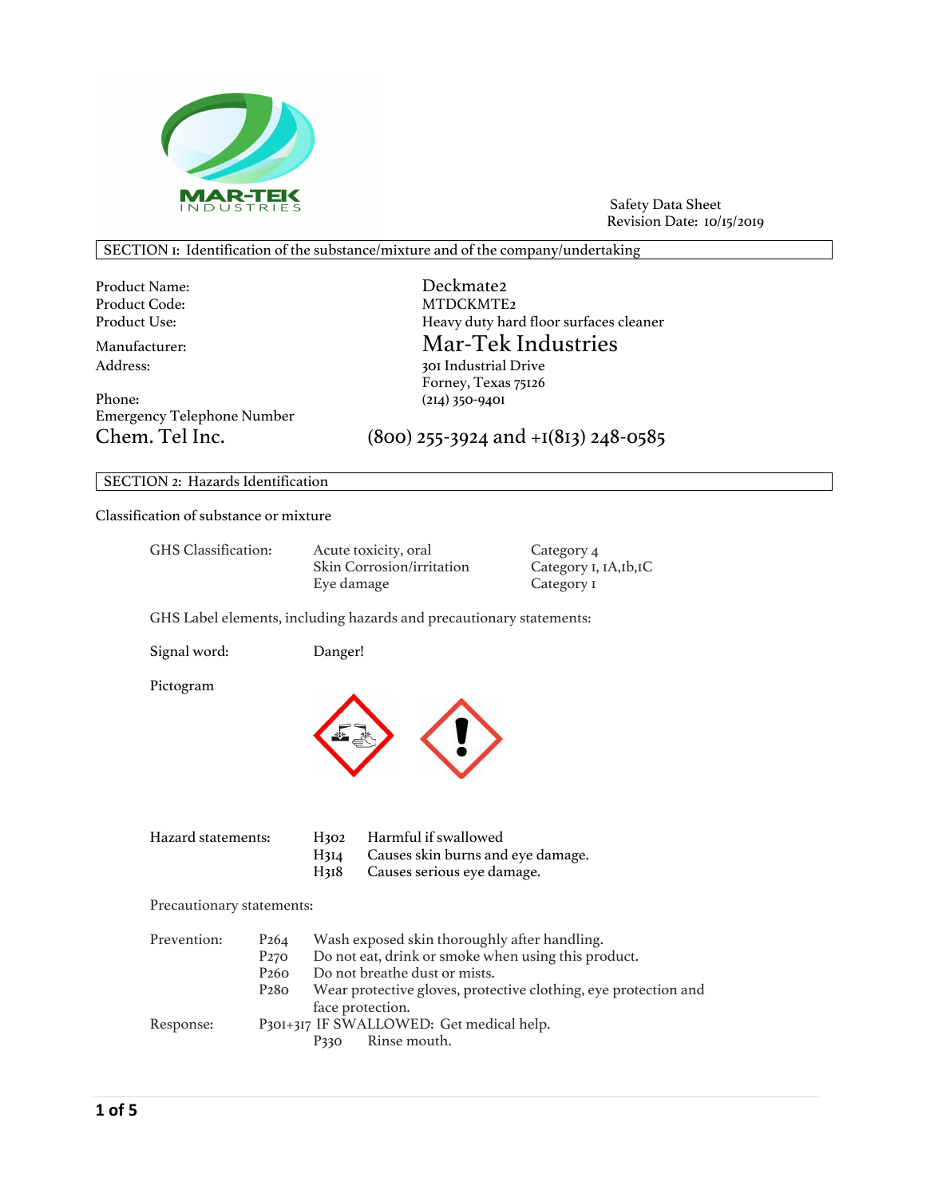MAR-TEK INDUSTRIES

Safety Data Sheet
Revision Date: 10/15/2019

## SECTION 1: Identification of the substance/mixture and of the company/undertaking

| | |
|---|---|
| Product Name: | Deckmate2 |
| Product Code: | MTDCKMTE2 |
| Product Use: | Heavy duty hard floor surfaces cleaner |
| Manufacturer: | Mar-Tek Industries |
| Address: | 301 Industrial Drive<br>Forney, Texas 75126 |
| Phone: | (214) 350-9401 |
| Emergency Telephone Number<br>Chem. Tel Inc. | (800) 255-3924 and +1(813) 248-0585 |

## SECTION 2: Hazards Identification

Classification of substance or mixture

| GHS Classification: | | |
|---|---|---|
| | Acute toxicity, oral | Category 4 |
| | Skin Corrosion/irritation | Category 1, 1A,1b,1C |
| | Eye damage | Category 1 |

GHS Label elements, including hazards and precautionary statements:

Signal word: Danger!

Pictogram

Hazard statements:

| | |
|---|---|
| H302 | Harmful if swallowed |
| H314 | Causes skin burns and eye damage. |
| H318 | Causes serious eye damage. |

Precautionary statements:

| | | |
|---|---|---|
| Prevention: | P264 | Wash exposed skin thoroughly after handling. |
| | P270 | Do not eat, drink or smoke when using this product. |
| | P260 | Do not breathe dust or mists. |
| | P280 | Wear protective gloves, protective clothing, eye protection and face protection. |
| Response: | P301+317 | IF SWALLOWED: Get medical help. |
| | P330 | Rinse mouth. |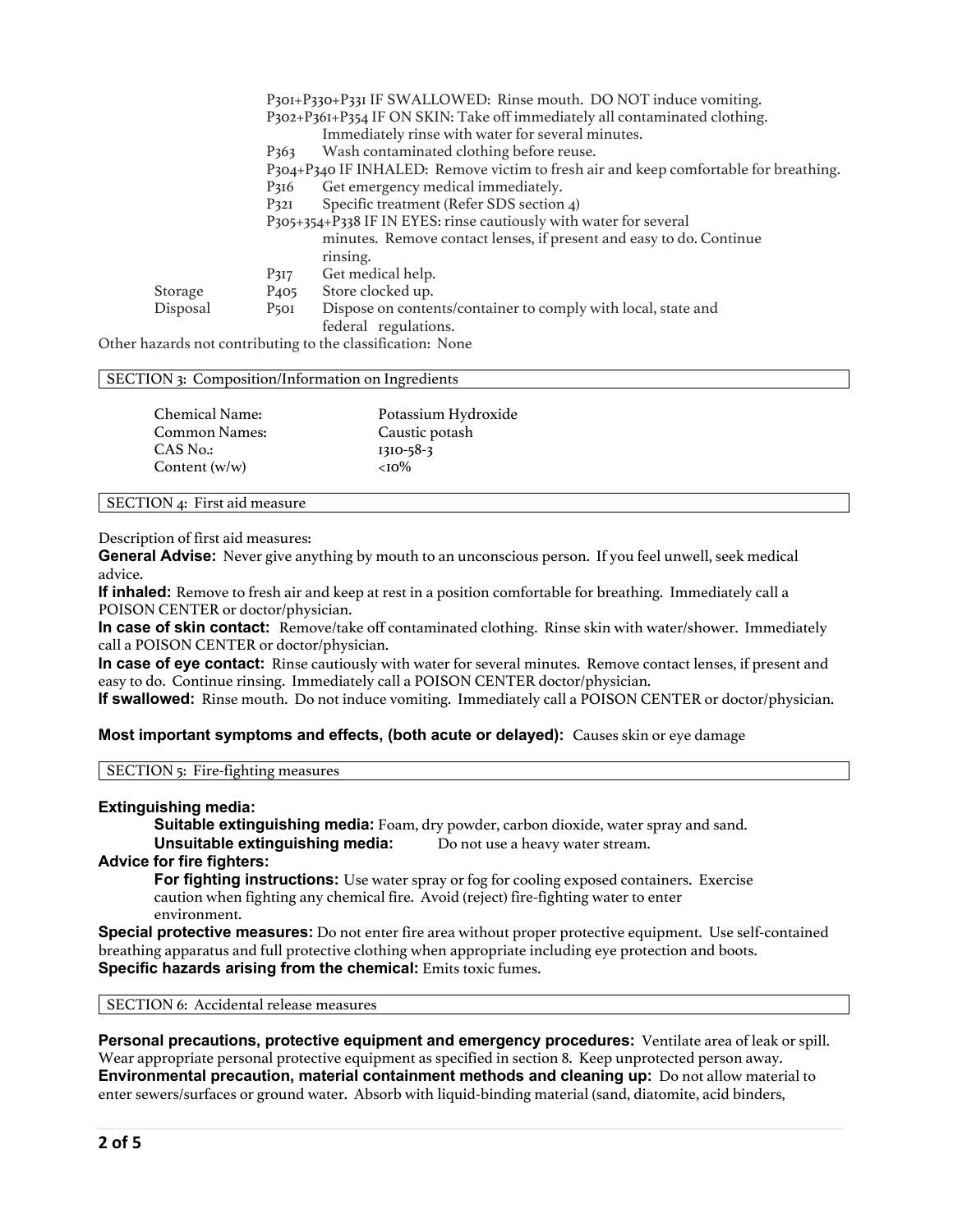| | | |
|---|---|---|
| | P301+P330+P331 IF SWALLOWED: Rinse mouth. DO NOT induce vomiting. | |
| | P302+P361+P354 IF ON SKIN: Take off immediately all contaminated clothing. Immediately rinse with water for several minutes. | |
| | P363 | Wash contaminated clothing before reuse. |
| | P304+P340 IF INHALED: Remove victim to fresh air and keep comfortable for breathing. | |
| | P316 | Get emergency medical immediately. |
| | P321 | Specific treatment (Refer SDS section 4) |
| | P305+354+P338 IF IN EYES: rinse cautiously with water for several minutes. Remove contact lenses, if present and easy to do. Continue rinsing. | |
| | P317 | Get medical help. |
| Storage | P405 | Store clocked up. |
| Disposal | P501 | Dispose on contents/container to comply with local, state and federal regulations. |

Other hazards not contributing to the classification: None

## SECTION 3: Composition/Information on Ingredients

| | |
|---|---|
| Chemical Name: | Potassium Hydroxide |
| Common Names: | Caustic potash |
| CAS No.: | 1310-58-3 |
| Content (w/w) | <10% |

## SECTION 4: First aid measure

Description of first aid measures:

**General Advise:** Never give anything by mouth to an unconscious person. If you feel unwell, seek medical advice.

**If inhaled:** Remove to fresh air and keep at rest in a position comfortable for breathing. Immediately call a POISON CENTER or doctor/physician.

**In case of skin contact:** Remove/take off contaminated clothing. Rinse skin with water/shower. Immediately call a POISON CENTER or doctor/physician.

**In case of eye contact:** Rinse cautiously with water for several minutes. Remove contact lenses, if present and easy to do. Continue rinsing. Immediately call a POISON CENTER doctor/physician.

**If swallowed:** Rinse mouth. Do not induce vomiting. Immediately call a POISON CENTER or doctor/physician.

**Most important symptoms and effects, (both acute or delayed):** Causes skin or eye damage

## SECTION 5: Fire-fighting measures

**Extinguishing media:**

**Suitable extinguishing media:** Foam, dry powder, carbon dioxide, water spray and sand.

**Unsuitable extinguishing media:** Do not use a heavy water stream.

**Advice for fire fighters:**

**For fighting instructions:** Use water spray or fog for cooling exposed containers. Exercise caution when fighting any chemical fire. Avoid (reject) fire-fighting water to enter environment.

**Special protective measures:** Do not enter fire area without proper protective equipment. Use self-contained breathing apparatus and full protective clothing when appropriate including eye protection and boots.

**Specific hazards arising from the chemical:** Emits toxic fumes.

## SECTION 6: Accidental release measures

**Personal precautions, protective equipment and emergency procedures:** Ventilate area of leak or spill. Wear appropriate personal protective equipment as specified in section 8. Keep unprotected person away.

**Environmental precaution, material containment methods and cleaning up:** Do not allow material to enter sewers/surfaces or ground water. Absorb with liquid-binding material (sand, diatomite, acid binders,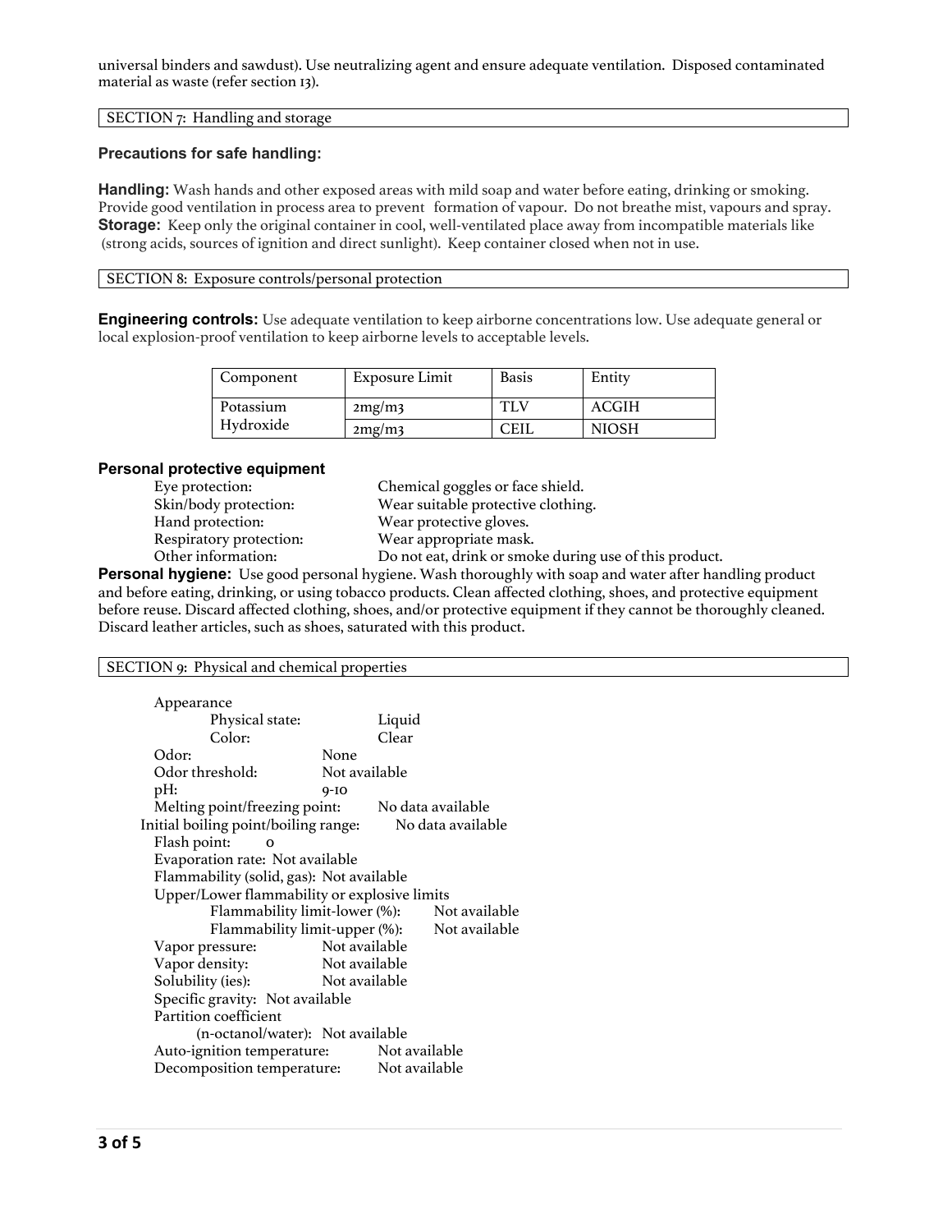universal binders and sawdust). Use neutralizing agent and ensure adequate ventilation. Disposed contaminated material as waste (refer section 13).

## SECTION 7: Handling and storage

### Precautions for safe handling:

**Handling:** Wash hands and other exposed areas with mild soap and water before eating, drinking or smoking. Provide good ventilation in process area to prevent formation of vapour. Do not breathe mist, vapours and spray.
**Storage:** Keep only the original container in cool, well-ventilated place away from incompatible materials like (strong acids, sources of ignition and direct sunlight). Keep container closed when not in use.

## SECTION 8: Exposure controls/personal protection

**Engineering controls:** Use adequate ventilation to keep airborne concentrations low. Use adequate general or local explosion-proof ventilation to keep airborne levels to acceptable levels.

| Component | Exposure Limit | Basis | Entity |
|---|---|---|---|
| Potassium Hydroxide | 2mg/m3 | TLV | ACGIH |
| | 2mg/m3 | CEIL | NIOSH |

### Personal protective equipment

- Eye protection: Chemical goggles or face shield.
- Skin/body protection: Wear suitable protective clothing.
- Hand protection: Wear protective gloves.
- Respiratory protection: Wear appropriate mask.
- Other information: Do not eat, drink or smoke during use of this product.

**Personal hygiene:** Use good personal hygiene. Wash thoroughly with soap and water after handling product and before eating, drinking, or using tobacco products. Clean affected clothing, shoes, and protective equipment before reuse. Discard affected clothing, shoes, and/or protective equipment if they cannot be thoroughly cleaned. Discard leather articles, such as shoes, saturated with this product.

## SECTION 9: Physical and chemical properties

- Appearance
  - Physical state: Liquid
  - Color: Clear
- Odor: None
- Odor threshold: Not available
- pH: 9-10
- Melting point/freezing point: No data available
- Initial boiling point/boiling range: No data available
- Flash point: 0
- Evaporation rate: Not available
- Flammability (solid, gas): Not available
- Upper/Lower flammability or explosive limits
  - Flammability limit-lower (%): Not available
  - Flammability limit-upper (%): Not available
- Vapor pressure: Not available
- Vapor density: Not available
- Solubility (ies): Not available
- Specific gravity: Not available
- Partition coefficient (n-octanol/water): Not available
- Auto-ignition temperature: Not available
- Decomposition temperature: Not available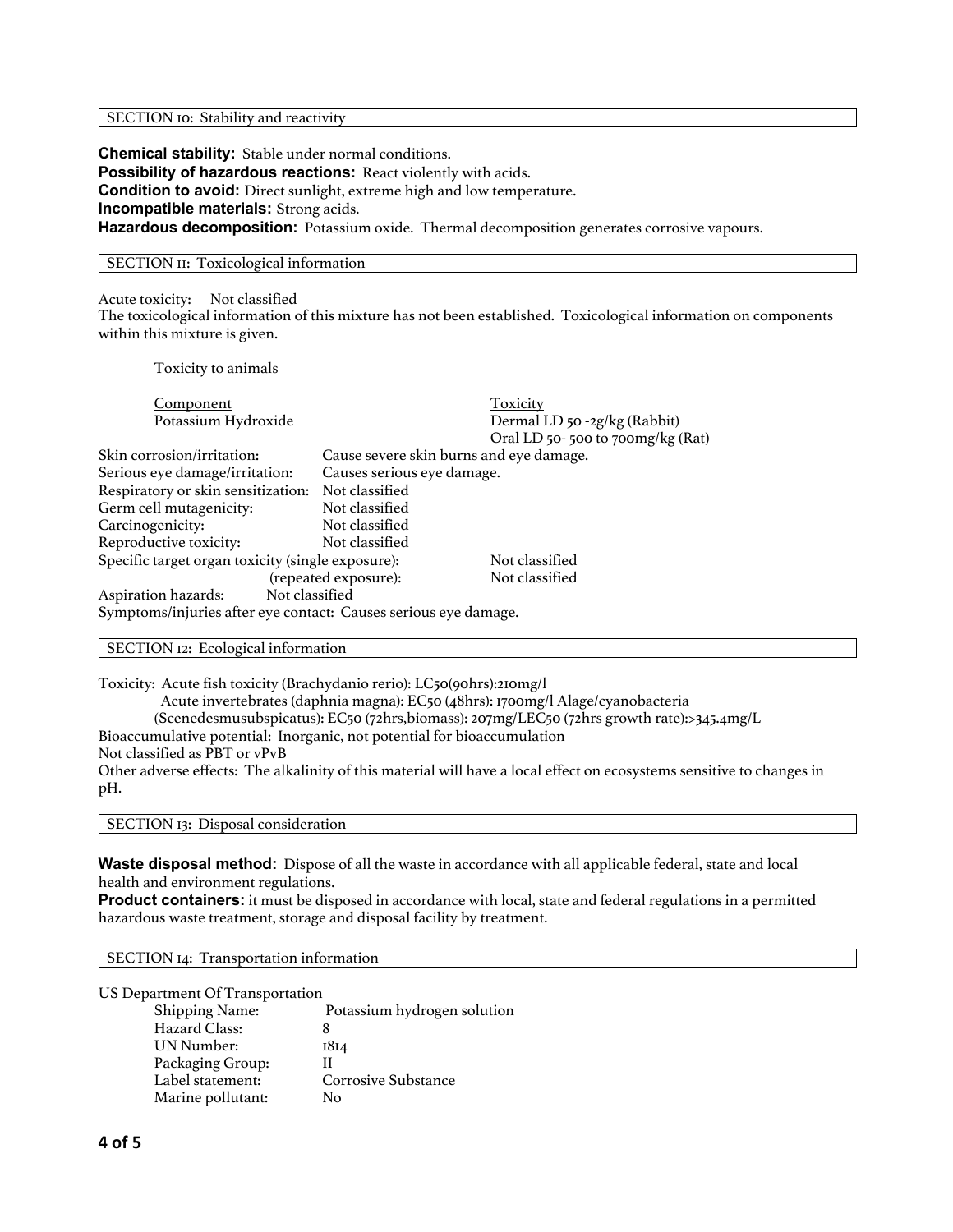## SECTION 10: Stability and reactivity

**Chemical stability:** Stable under normal conditions.
**Possibility of hazardous reactions:** React violently with acids.
**Condition to avoid:** Direct sunlight, extreme high and low temperature.
**Incompatible materials:** Strong acids.
**Hazardous decomposition:** Potassium oxide. Thermal decomposition generates corrosive vapours.

## SECTION 11: Toxicological information

Acute toxicity: Not classified
The toxicological information of this mixture has not been established. Toxicological information on components within this mixture is given.

Toxicity to animals

| Component | Toxicity |
|---|---|
| Potassium Hydroxide | Dermal LD 50 -2g/kg (Rabbit)<br>Oral LD 50- 500 to 700mg/kg (Rat) |

| | |
|---|---|
| Skin corrosion/irritation: | Cause severe skin burns and eye damage. |
| Serious eye damage/irritation: | Causes serious eye damage. |
| Respiratory or skin sensitization: | Not classified |
| Germ cell mutagenicity: | Not classified |
| Carcinogenicity: | Not classified |
| Reproductive toxicity: | Not classified |
| Specific target organ toxicity (single exposure): | Not classified |
| (repeated exposure): | Not classified |
| Aspiration hazards: | Not classified |

Symptoms/injuries after eye contact: Causes serious eye damage.

## SECTION 12: Ecological information

Toxicity: Acute fish toxicity (Brachydanio rerio): LC50(90hrs):210mg/l
Acute invertebrates (daphnia magna): EC50 (48hrs): 1700mg/l Alage/cyanobacteria
(Scenedesmusubspicatus): EC50 (72hrs,biomass): 207mg/LEC50 (72hrs growth rate):>345.4mg/L
Bioaccumulative potential: Inorganic, not potential for bioaccumulation
Not classified as PBT or vPvB
Other adverse effects: The alkalinity of this material will have a local effect on ecosystems sensitive to changes in pH.

## SECTION 13: Disposal consideration

**Waste disposal method:** Dispose of all the waste in accordance with all applicable federal, state and local health and environment regulations.
**Product containers:** it must be disposed in accordance with local, state and federal regulations in a permitted hazardous waste treatment, storage and disposal facility by treatment.

## SECTION 14: Transportation information

US Department Of Transportation

| | |
|---|---|
| Shipping Name: | Potassium hydrogen solution |
| Hazard Class: | 8 |
| UN Number: | 1814 |
| Packaging Group: | II |
| Label statement: | Corrosive Substance |
| Marine pollutant: | No |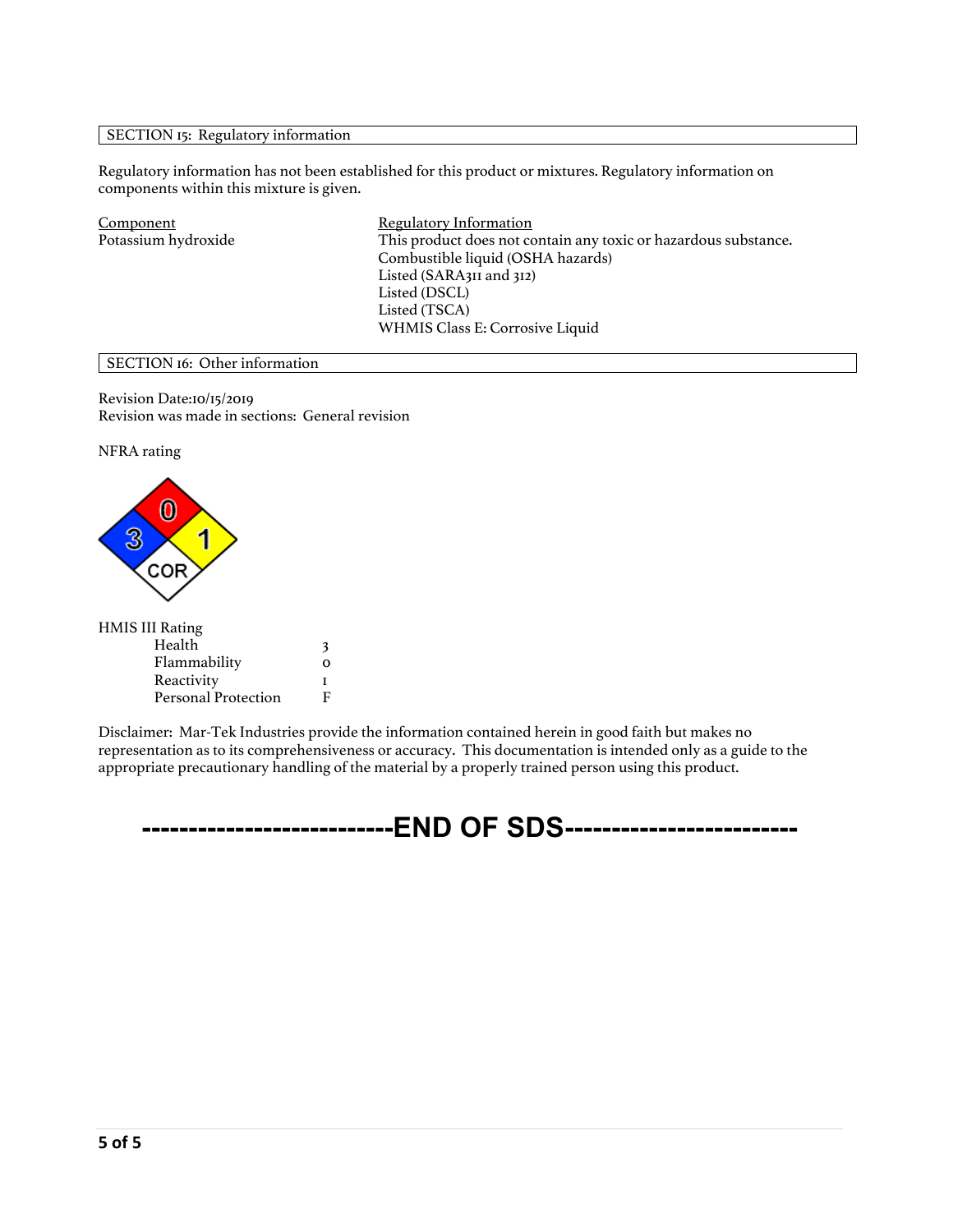## SECTION 15: Regulatory information

Regulatory information has not been established for this product or mixtures. Regulatory information on components within this mixture is given.

| Component | Regulatory Information |
| --- | --- |
| Potassium hydroxide | This product does not contain any toxic or hazardous substance.<br>Combustible liquid (OSHA hazards)<br>Listed (SARA311 and 312)<br>Listed (DSCL)<br>Listed (TSCA)<br>WHMIS Class E: Corrosive Liquid |

## SECTION 16: Other information

Revision Date:10/15/2019
Revision was made in sections: General revision

NFRA rating

0
3 1
COR

HMIS III Rating

| | |
| --- | --- |
| Health | 3 |
| Flammability | 0 |
| Reactivity | 1 |
| Personal Protection | F |

Disclaimer: Mar-Tek Industries provide the information contained herein in good faith but makes no representation as to its comprehensiveness or accuracy. This documentation is intended only as a guide to the appropriate precautionary handling of the material by a properly trained person using this product.

**---------------------------END OF SDS------------------------**